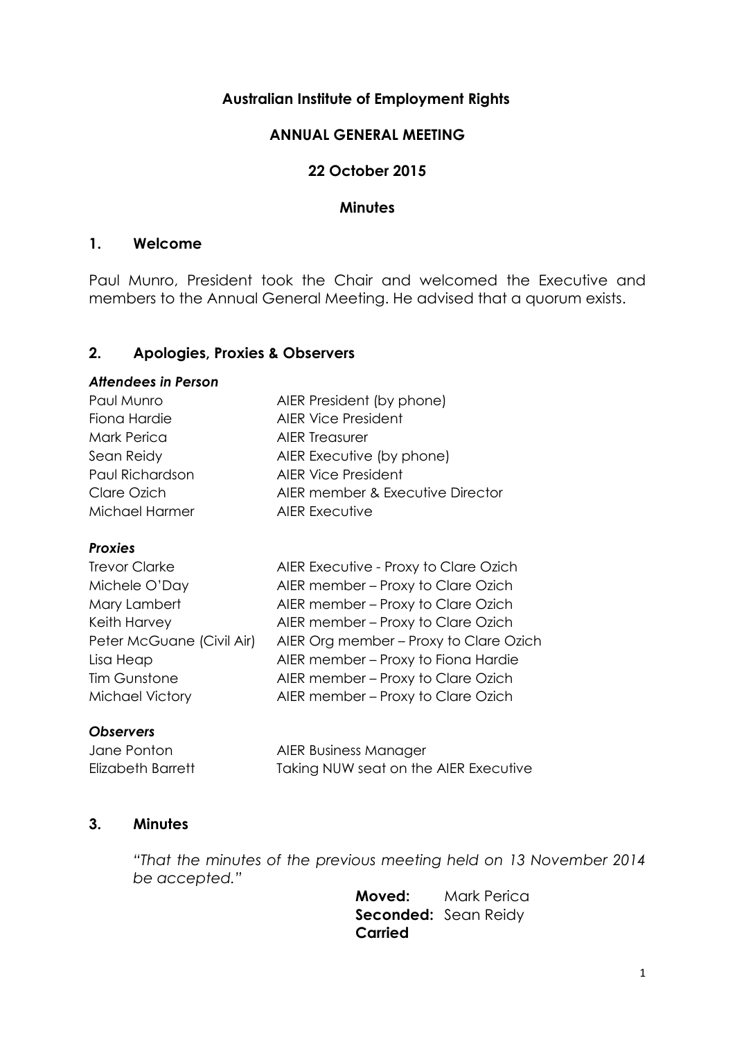**Australian Institute of Employment Rights**

**ANNUAL GENERAL MEETING**

**22 October 2015**

**Minutes**

## 1. Welcome

Paul Munro, President took the Chair and welcomed the Executive and members to the Annual General Meeting. He advised that a quorum exists.

## 2. Apologies, Proxies & Observers

***Attendees in Person***

| | |
|---|---|
| Paul Munro | AIER President (by phone) |
| Fiona Hardie | AIER Vice President |
| Mark Perica | AIER Treasurer |
| Sean Reidy | AIER Executive (by phone) |
| Paul Richardson | AIER Vice President |
| Clare Ozich | AIER member & Executive Director |
| Michael Harmer | AIER Executive |

***Proxies***

| | |
|---|---|
| Trevor Clarke | AIER Executive - Proxy to Clare Ozich |
| Michele O'Day | AIER member – Proxy to Clare Ozich |
| Mary Lambert | AIER member – Proxy to Clare Ozich |
| Keith Harvey | AIER member – Proxy to Clare Ozich |
| Peter McGuane (Civil Air) | AIER Org member – Proxy to Clare Ozich |
| Lisa Heap | AIER member – Proxy to Fiona Hardie |
| Tim Gunstone | AIER member – Proxy to Clare Ozich |
| Michael Victory | AIER member – Proxy to Clare Ozich |

***Observers***

| | |
|---|---|
| Jane Ponton | AIER Business Manager |
| Elizabeth Barrett | Taking NUW seat on the AIER Executive |

## 3. Minutes

*"That the minutes of the previous meeting held on 13 November 2014 be accepted."*

**Moved:** Mark Perica
**Seconded:** Sean Reidy
**Carried**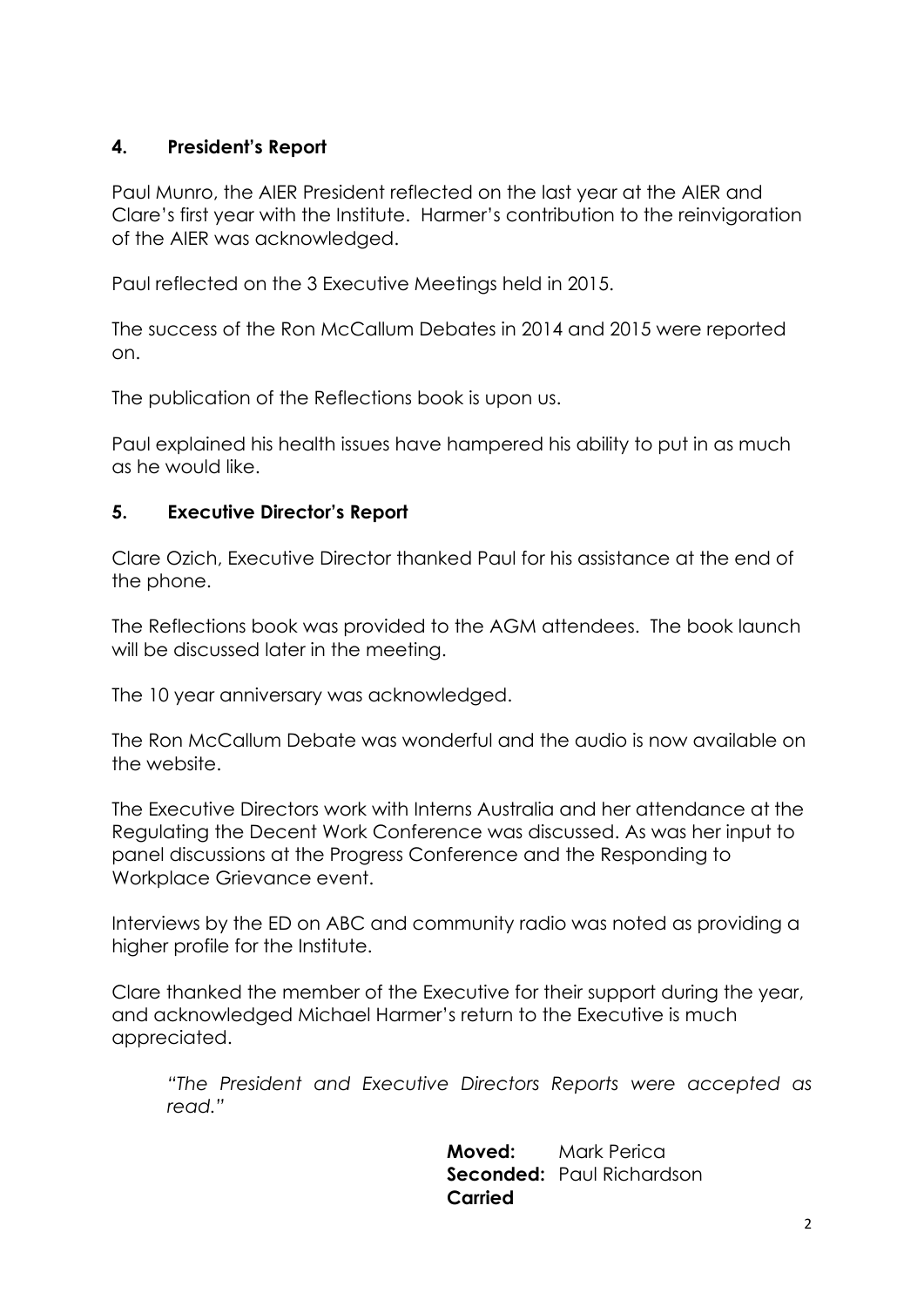## 4. President's Report

Paul Munro, the AIER President reflected on the last year at the AIER and Clare's first year with the Institute. Harmer's contribution to the reinvigoration of the AIER was acknowledged.

Paul reflected on the 3 Executive Meetings held in 2015.

The success of the Ron McCallum Debates in 2014 and 2015 were reported on.

The publication of the Reflections book is upon us.

Paul explained his health issues have hampered his ability to put in as much as he would like.

## 5. Executive Director's Report

Clare Ozich, Executive Director thanked Paul for his assistance at the end of the phone.

The Reflections book was provided to the AGM attendees. The book launch will be discussed later in the meeting.

The 10 year anniversary was acknowledged.

The Ron McCallum Debate was wonderful and the audio is now available on the website.

The Executive Directors work with Interns Australia and her attendance at the Regulating the Decent Work Conference was discussed. As was her input to panel discussions at the Progress Conference and the Responding to Workplace Grievance event.

Interviews by the ED on ABC and community radio was noted as providing a higher profile for the Institute.

Clare thanked the member of the Executive for their support during the year, and acknowledged Michael Harmer's return to the Executive is much appreciated.

> *"The President and Executive Directors Reports were accepted as read."*

**Moved:** Mark Perica
**Seconded:** Paul Richardson
**Carried**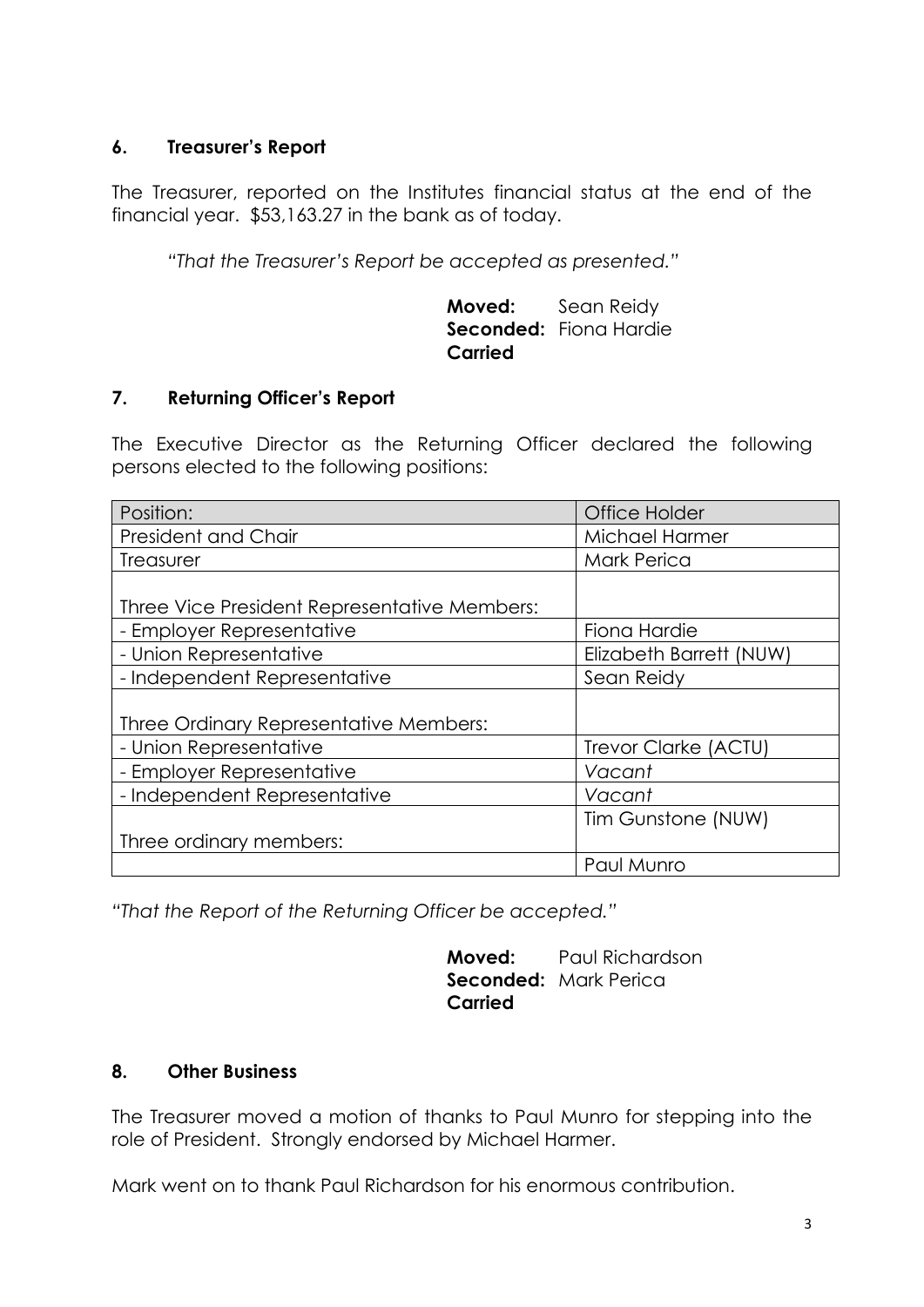## 6. Treasurer's Report

The Treasurer, reported on the Institutes financial status at the end of the financial year. $53,163.27 in the bank as of today.

*"That the Treasurer's Report be accepted as presented."*

**Moved:** Sean Reidy
**Seconded:** Fiona Hardie
**Carried**

## 7. Returning Officer's Report

The Executive Director as the Returning Officer declared the following persons elected to the following positions:

| Position: | Office Holder |
|---|---|
| President and Chair | Michael Harmer |
| Treasurer | Mark Perica |
| Three Vice President Representative Members: | |
| - Employer Representative | Fiona Hardie |
| - Union Representative | Elizabeth Barrett (NUW) |
| - Independent Representative | Sean Reidy |
| Three Ordinary Representative Members: | |
| - Union Representative | Trevor Clarke (ACTU) |
| - Employer Representative | *Vacant* |
| - Independent Representative | *Vacant* |
| Three ordinary members: | Tim Gunstone (NUW) |
| | Paul Munro |

*"That the Report of the Returning Officer be accepted."*

**Moved:** Paul Richardson
**Seconded:** Mark Perica
**Carried**

## 8. Other Business

The Treasurer moved a motion of thanks to Paul Munro for stepping into the role of President. Strongly endorsed by Michael Harmer.

Mark went on to thank Paul Richardson for his enormous contribution.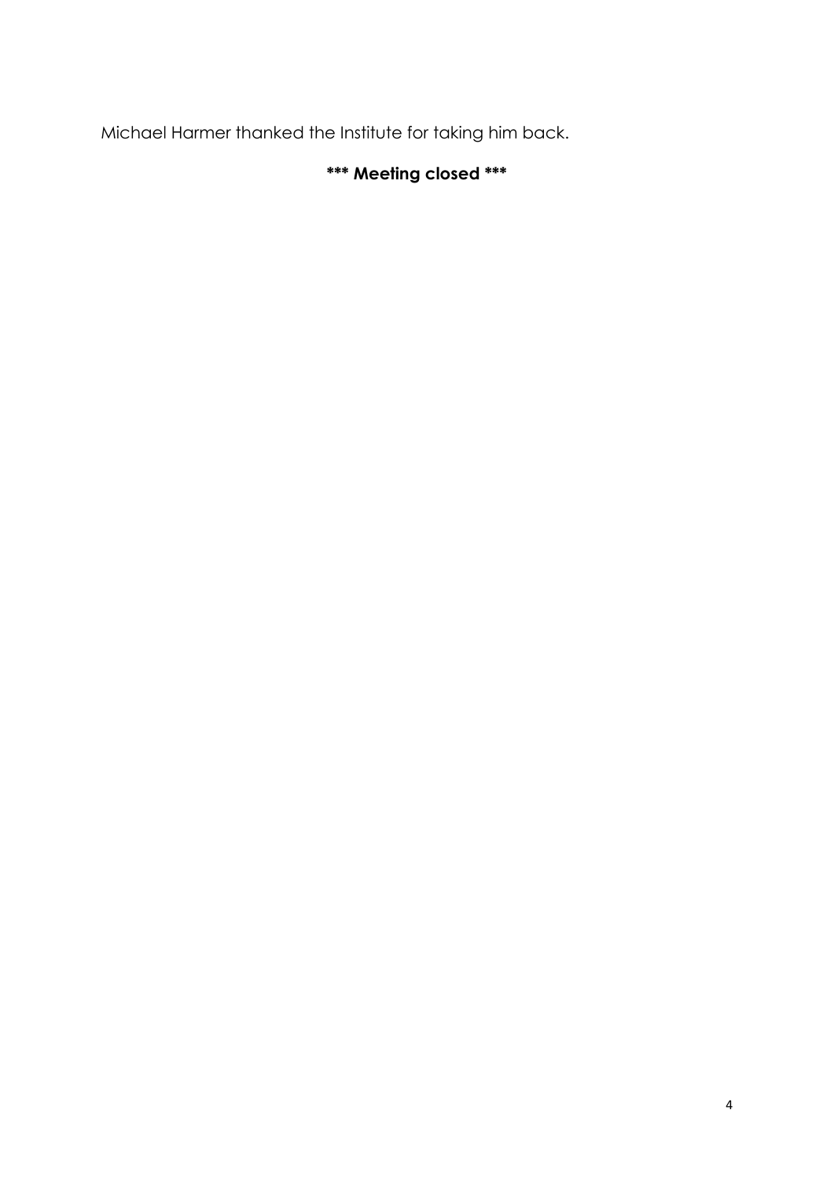Michael Harmer thanked the Institute for taking him back.

**\*\*\* Meeting closed \*\*\***

Michael Harmer thanked the Institute for taking him back.

**\*\*\* Meeting closed \*\*\***

Michael Harmer thanked the Institute for taking him back.

*** Meeting closed ***